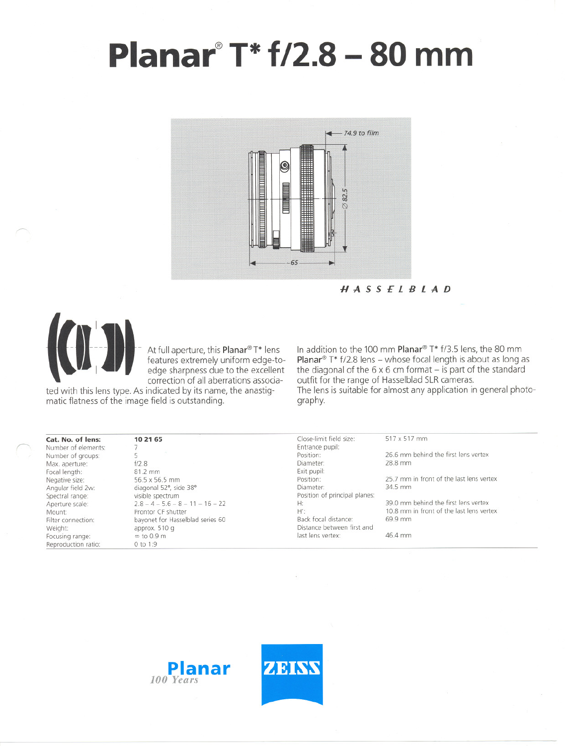# Planar® T* f/2.8 – 80 mm

74.9 to film

∅ 82.5

65

*HASSELBLAD*

At full aperture, this **Planar®** T* lens features extremely uniform edge-to-edge sharpness due to the excellent correction of all aberrations associated with this lens type. As indicated by its name, the anastigmatic flatness of the image field is outstanding.

In addition to the 100 mm **Planar®** T* f/3.5 lens, the 80 mm **Planar®** T* f/2.8 lens – whose focal length is about as long as the diagonal of the 6 x 6 cm format – is part of the standard outfit for the range of Hasselblad SLR cameras.
The lens is suitable for almost any application in general photography.

| **Cat. No. of lens:** | **10 21 65** |
|---|---|
| Number of elements: | 7 |
| Number of groups: | 5 |
| Max. aperture: | f/2.8 |
| Focal length: | 81.2 mm |
| Negative size: | 56.5 x 56.5 mm |
| Angular field 2w: | diagonal 52°, side 38° |
| Spectral range: | visible spectrum |
| Aperture scale: | 2.8 – 4 – 5.6 – 8 – 11 – 16 – 22 |
| Mount: | Prontor CF shutter |
| Filter connection: | bayonet for Hasselblad series 60 |
| Weight: | approx. 510 g |
| Focusing range: | ∞ to 0.9 m |
| Reproduction ratio: | 0 to 1:9 |

| | |
|---|---|
| Close-limit field size: | 517 x 517 mm |
| Entrance pupil: | |
| Position: | 26.6 mm behind the first lens vertex |
| Diameter: | 28.8 mm |
| Exit pupil: | |
| Position: | 25.7 mm in front of the last lens vertex |
| Diameter: | 34.5 mm |
| Position of principal planes: | |
| H: | 39.0 mm behind the first lens vertex |
| H': | 10.8 mm in front of the last lens vertex |
| Back focal distance: | 69.9 mm |
| Distance between first and last lens vertex: | 46.4 mm |

**Planar**
*100 Years*

ZEISS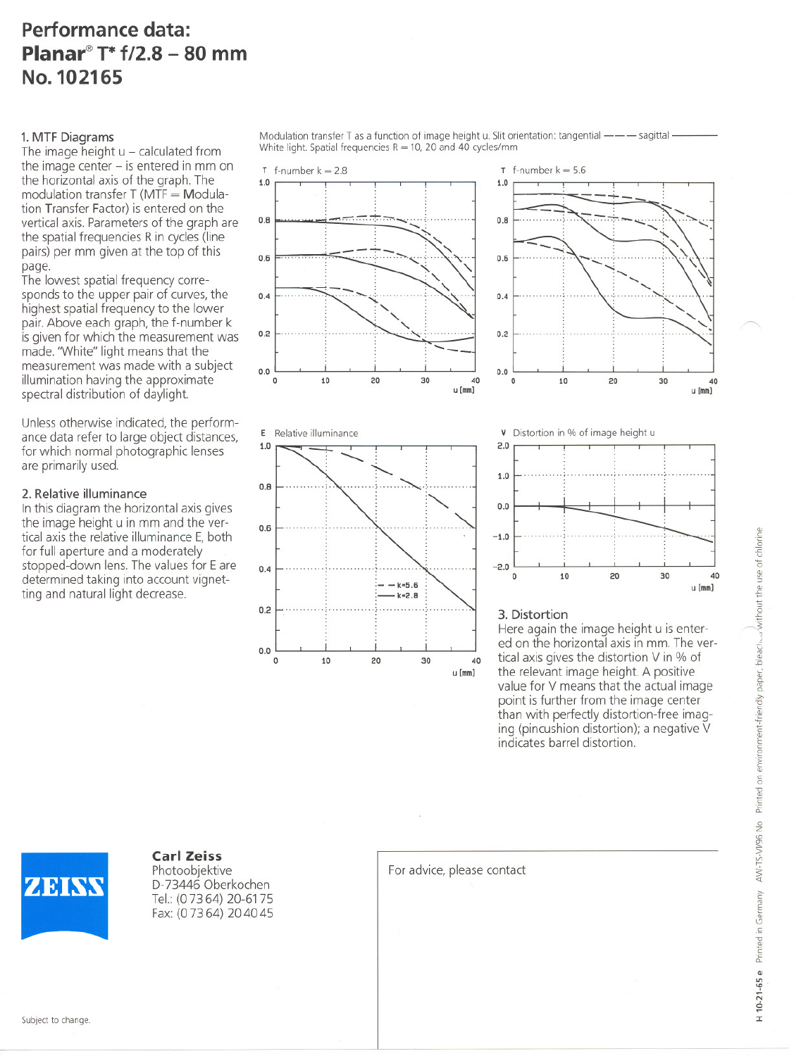# Performance data: **Planar® T* f/2.8 – 80 mm** No. 102165

## 1. MTF Diagrams

The image height u – calculated from the image center – is entered in mm on the horizontal axis of the graph. The modulation transfer T (MTF = Modulation Transfer Factor) is entered on the vertical axis. Parameters of the graph are the spatial frequencies R in cycles (line pairs) per mm given at the top of this page.

The lowest spatial frequency corresponds to the upper pair of curves, the highest spatial frequency to the lower pair. Above each graph, the f-number k is given for which the measurement was made. "White" light means that the measurement was made with a subject illumination having the approximate spectral distribution of daylight.

Unless otherwise indicated, the performance data refer to large object distances, for which normal photographic lenses are primarily used.

Modulation transfer T as a function of image height u. Slit orientation: tangential – – – sagittal ———
White light. Spatial frequencies R = 10, 20 and 40 cycles/mm

T f-number k = 2.8
1.0
0.8
0.6
0.4
0.2
0.0
0 10 20 30 40
u [mm]

T f-number k = 5.6
1.0
0.8
0.6
0.4
0.2
0.0
0 10 20 30 40
u [mm]

## 2. Relative illuminance

In this diagram the horizontal axis gives the image height u in mm and the vertical axis the relative illuminance E, both for full aperture and a moderately stopped-down lens. The values for E are determined taking into account vignetting and natural light decrease.

E Relative illuminance
1.0
0.8
0.6
0.4
0.2
0.0
0 10 20 30 40
u [mm]
– – k=5.6
—— k=2.8

V Distortion in % of image height u
2.0
1.0
0.0
−1.0
−2.0
0 10 20 30 40
u [mm]

## 3. Distortion

Here again the image height u is entered on the horizontal axis in mm. The vertical axis gives the distortion V in % of the relevant image height. A positive value for V means that the actual image point is further from the image center than with perfectly distortion-free imaging (pincushion distortion); a negative V indicates barrel distortion.

**Carl Zeiss**
Photoobjektive
D-73446 Oberkochen
Tel.: (0 73 64) 20-61 75
Fax: (0 73 64) 20 40 45

For advice, please contact

Subject to change.

**H 10-21-65 e** Printed in Germany AW-TS-V/96 No. Printed on environment-friendly paper, bleached without the use of chlorine